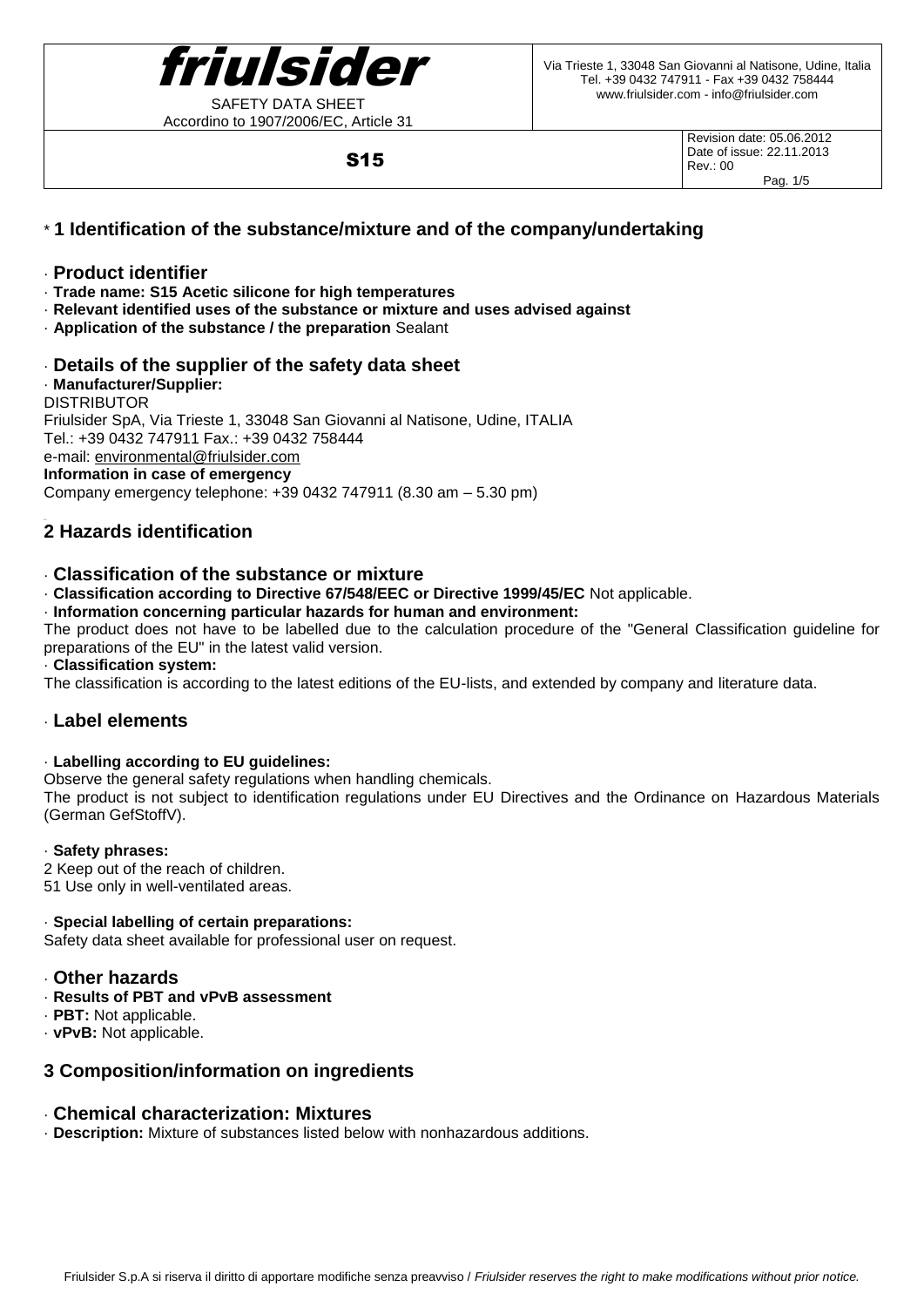**friulsider**

SAFETY DATA SHEET
Accordino to 1907/2006/EC, Article 31

Via Trieste 1, 33048 San Giovanni al Natisone, Udine, Italia
Tel. +39 0432 747911 - Fax +39 0432 758444
www.friulsider.com - info@friulsider.com

**S15**

Revision date: 05.06.2012
Date of issue: 22.11.2013
Rev.: 00

## * 1 Identification of the substance/mixture and of the company/undertaking

### · Product identifier

· **Trade name: S15 Acetic silicone for high temperatures**
· **Relevant identified uses of the substance or mixture and uses advised against**
· **Application of the substance / the preparation** Sealant

### · Details of the supplier of the safety data sheet

· **Manufacturer/Supplier:**
DISTRIBUTOR
Friulsider SpA, Via Trieste 1, 33048 San Giovanni al Natisone, Udine, ITALIA
Tel.: +39 0432 747911 Fax.: +39 0432 758444
e-mail: environmental@friulsider.com
**Information in case of emergency**
Company emergency telephone: +39 0432 747911 (8.30 am – 5.30 pm)

## 2 Hazards identification

### · Classification of the substance or mixture

· **Classification according to Directive 67/548/EEC or Directive 1999/45/EC** Not applicable.
· **Information concerning particular hazards for human and environment:**
The product does not have to be labelled due to the calculation procedure of the "General Classification guideline for preparations of the EU" in the latest valid version.
· **Classification system:**
The classification is according to the latest editions of the EU-lists, and extended by company and literature data.

### · Label elements

· **Labelling according to EU guidelines:**
Observe the general safety regulations when handling chemicals.
The product is not subject to identification regulations under EU Directives and the Ordinance on Hazardous Materials (German GefStoffV).

· **Safety phrases:**
2 Keep out of the reach of children.
51 Use only in well-ventilated areas.

· **Special labelling of certain preparations:**
Safety data sheet available for professional user on request.

### · Other hazards

· **Results of PBT and vPvB assessment**
· **PBT:** Not applicable.
· **vPvB:** Not applicable.

## 3 Composition/information on ingredients

### · Chemical characterization: Mixtures

· **Description:** Mixture of substances listed below with nonhazardous additions.

Friulsider S.p.A si riserva il diritto di apportare modifiche senza preavviso / *Friulsider reserves the right to make modifications without prior notice.*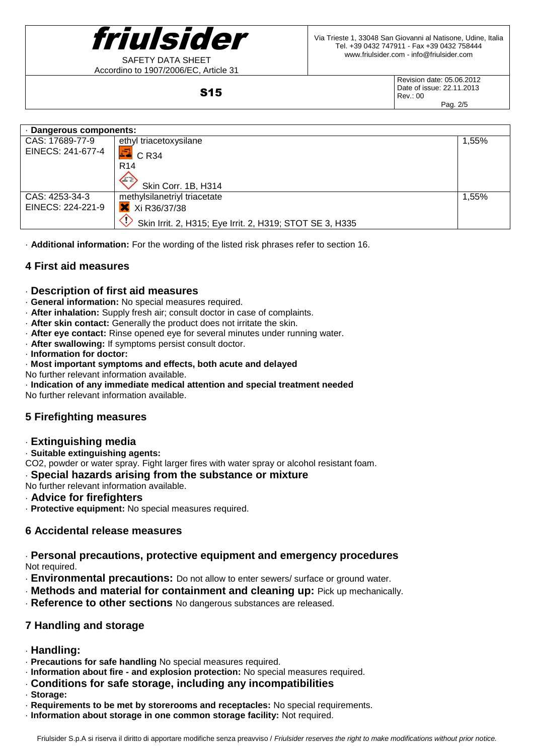| · **Dangerous components:** | | |
|---|---|---|
| CAS: 17689-77-9<br>EINECS: 241-677-4 | ethyl triacetoxysilane<br>C R34<br>R14<br>Skin Corr. 1B, H314 | 1,55% |
| CAS: 4253-34-3<br>EINECS: 224-221-9 | methylsilanetriyl triacetate<br>Xi R36/37/38<br>Skin Irrit. 2, H315; Eye Irrit. 2, H319; STOT SE 3, H335 | 1,55% |

· **Additional information:** For the wording of the listed risk phrases refer to section 16.

## 4 First aid measures

### · Description of first aid measures

· **General information:** No special measures required.
· **After inhalation:** Supply fresh air; consult doctor in case of complaints.
· **After skin contact:** Generally the product does not irritate the skin.
· **After eye contact:** Rinse opened eye for several minutes under running water.
· **After swallowing:** If symptoms persist consult doctor.
· **Information for doctor:**
· **Most important symptoms and effects, both acute and delayed**
No further relevant information available.
· **Indication of any immediate medical attention and special treatment needed**
No further relevant information available.

## 5 Firefighting measures

### · Extinguishing media

· **Suitable extinguishing agents:**
$CO_2$, powder or water spray. Fight larger fires with water spray or alcohol resistant foam.

### · Special hazards arising from the substance or mixture

No further relevant information available.

### · Advice for firefighters

· **Protective equipment:** No special measures required.

## 6 Accidental release measures

### · Personal precautions, protective equipment and emergency procedures

Not required.

· **Environmental precautions:** Do not allow to enter sewers/ surface or ground water.
· **Methods and material for containment and cleaning up:** Pick up mechanically.
· **Reference to other sections** No dangerous substances are released.

## 7 Handling and storage

### · Handling:

· **Precautions for safe handling** No special measures required.
· **Information about fire - and explosion protection:** No special measures required.

### · Conditions for safe storage, including any incompatibilities

· **Storage:**
· **Requirements to be met by storerooms and receptacles:** No special requirements.
· **Information about storage in one common storage facility:** Not required.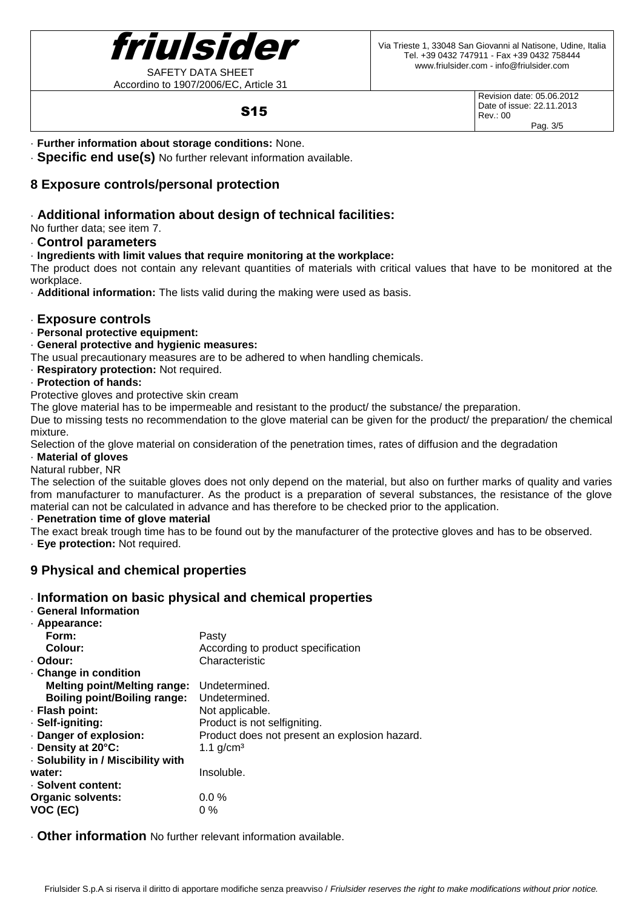· **Further information about storage conditions:** None.

· **Specific end use(s)** No further relevant information available.

## 8 Exposure controls/personal protection

### · Additional information about design of technical facilities:

No further data; see item 7.

### · Control parameters

· **Ingredients with limit values that require monitoring at the workplace:**

The product does not contain any relevant quantities of materials with critical values that have to be monitored at the workplace.

· **Additional information:** The lists valid during the making were used as basis.

### · Exposure controls

· **Personal protective equipment:**

· **General protective and hygienic measures:**

The usual precautionary measures are to be adhered to when handling chemicals.

· **Respiratory protection:** Not required.

· **Protection of hands:**

Protective gloves and protective skin cream

The glove material has to be impermeable and resistant to the product/ the substance/ the preparation.

Due to missing tests no recommendation to the glove material can be given for the product/ the preparation/ the chemical mixture.

Selection of the glove material on consideration of the penetration times, rates of diffusion and the degradation

· **Material of gloves**

Natural rubber, NR

The selection of the suitable gloves does not only depend on the material, but also on further marks of quality and varies from manufacturer to manufacturer. As the product is a preparation of several substances, the resistance of the glove material can not be calculated in advance and has therefore to be checked prior to the application.

· **Penetration time of glove material**

The exact break trough time has to be found out by the manufacturer of the protective gloves and has to be observed.

· **Eye protection:** Not required.

## 9 Physical and chemical properties

### · Information on basic physical and chemical properties

· **General Information**

· **Appearance:**

| | |
|---|---|
| **Form:** | Pasty |
| **Colour:** | According to product specification |
| · **Odour:** | Characteristic |
| · **Change in condition** | |
| **Melting point/Melting range:** | Undetermined. |
| **Boiling point/Boiling range:** | Undetermined. |
| · **Flash point:** | Not applicable. |
| · **Self-igniting:** | Product is not selfigniting. |
| · **Danger of explosion:** | Product does not present an explosion hazard. |
| · **Density at 20°C:** | 1.1 g/cm³ |
| · **Solubility in / Miscibility with water:** | Insoluble. |
| · **Solvent content:** | |
| **Organic solvents:** | 0.0 % |
| **VOC (EC)** | 0 % |

· **Other information** No further relevant information available.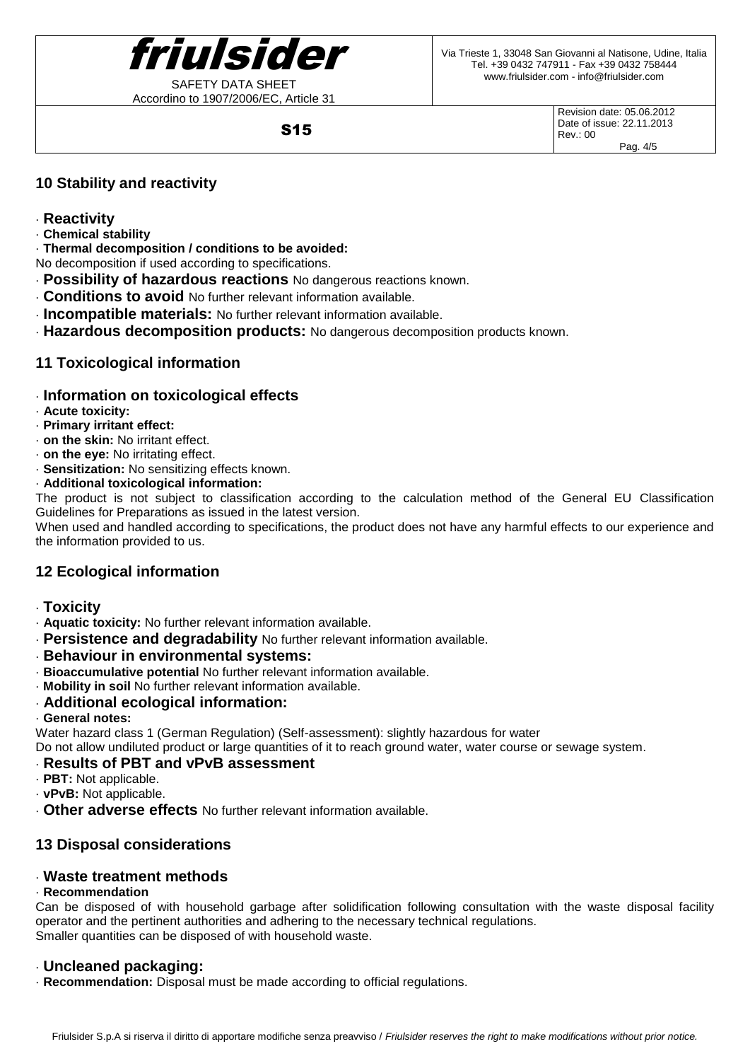## 10 Stability and reactivity

· **Reactivity**
· **Chemical stability**
· **Thermal decomposition / conditions to be avoided:**
No decomposition if used according to specifications.
· **Possibility of hazardous reactions** No dangerous reactions known.
· **Conditions to avoid** No further relevant information available.
· **Incompatible materials:** No further relevant information available.
· **Hazardous decomposition products:** No dangerous decomposition products known.

## 11 Toxicological information

· **Information on toxicological effects**
· **Acute toxicity:**
· **Primary irritant effect:**
· **on the skin:** No irritant effect.
· **on the eye:** No irritating effect.
· **Sensitization:** No sensitizing effects known.
· **Additional toxicological information:**
The product is not subject to classification according to the calculation method of the General EU Classification Guidelines for Preparations as issued in the latest version.
When used and handled according to specifications, the product does not have any harmful effects to our experience and the information provided to us.

## 12 Ecological information

· **Toxicity**
· **Aquatic toxicity:** No further relevant information available.
· **Persistence and degradability** No further relevant information available.
· **Behaviour in environmental systems:**
· **Bioaccumulative potential** No further relevant information available.
· **Mobility in soil** No further relevant information available.
· **Additional ecological information:**
· **General notes:**
Water hazard class 1 (German Regulation) (Self-assessment): slightly hazardous for water
Do not allow undiluted product or large quantities of it to reach ground water, water course or sewage system.
· **Results of PBT and vPvB assessment**
· **PBT:** Not applicable.
· **vPvB:** Not applicable.
· **Other adverse effects** No further relevant information available.

## 13 Disposal considerations

· **Waste treatment methods**
· **Recommendation**
Can be disposed of with household garbage after solidification following consultation with the waste disposal facility operator and the pertinent authorities and adhering to the necessary technical regulations.
Smaller quantities can be disposed of with household waste.

· **Uncleaned packaging:**
· **Recommendation:** Disposal must be made according to official regulations.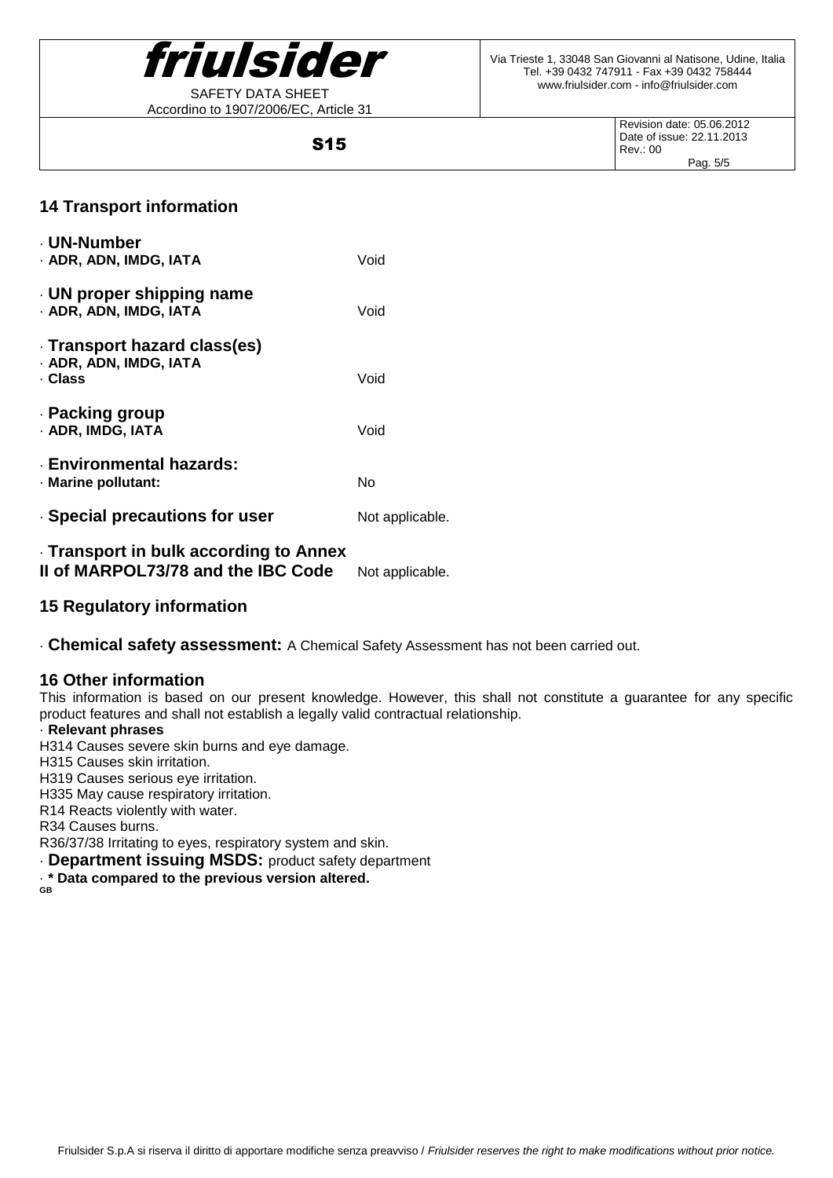## 14 Transport information

· **UN-Number**
· **ADR, ADN, IMDG, IATA** Void

· **UN proper shipping name**
· **ADR, ADN, IMDG, IATA** Void

· **Transport hazard class(es)**
· **ADR, ADN, IMDG, IATA**
· **Class** Void

· **Packing group**
· **ADR, IMDG, IATA** Void

· **Environmental hazards:**
· **Marine pollutant:** No

· **Special precautions for user** Not applicable.

· **Transport in bulk according to Annex II of MARPOL73/78 and the IBC Code** Not applicable.

## 15 Regulatory information

· **Chemical safety assessment:** A Chemical Safety Assessment has not been carried out.

## 16 Other information

This information is based on our present knowledge. However, this shall not constitute a guarantee for any specific product features and shall not establish a legally valid contractual relationship.

· **Relevant phrases**
H314 Causes severe skin burns and eye damage.
H315 Causes skin irritation.
H319 Causes serious eye irritation.
H335 May cause respiratory irritation.
R14 Reacts violently with water.
R34 Causes burns.
R36/37/38 Irritating to eyes, respiratory system and skin.

· **Department issuing MSDS:** product safety department

· *** Data compared to the previous version altered.**

GB